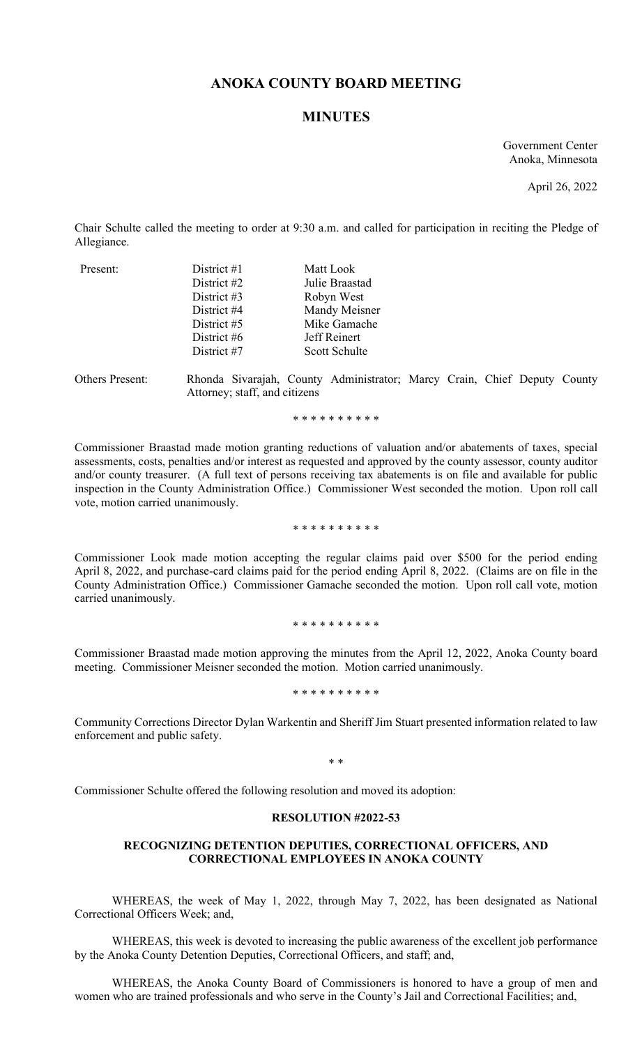# ANOKA COUNTY BOARD MEETING

## MINUTES

Government Center
Anoka, Minnesota

April 26, 2022

Chair Schulte called the meeting to order at 9:30 a.m. and called for participation in reciting the Pledge of Allegiance.

| Present: | District #1 | Matt Look |
|---|---|---|
| | District #2 | Julie Braastad |
| | District #3 | Robyn West |
| | District #4 | Mandy Meisner |
| | District #5 | Mike Gamache |
| | District #6 | Jeff Reinert |
| | District #7 | Scott Schulte |

Others Present: Rhonda Sivarajah, County Administrator; Marcy Crain, Chief Deputy County Attorney; staff, and citizens

\* \* \* \* \* \* \* \* \* \*

Commissioner Braastad made motion granting reductions of valuation and/or abatements of taxes, special assessments, costs, penalties and/or interest as requested and approved by the county assessor, county auditor and/or county treasurer. (A full text of persons receiving tax abatements is on file and available for public inspection in the County Administration Office.) Commissioner West seconded the motion. Upon roll call vote, motion carried unanimously.

\* \* \* \* \* \* \* \* \* \*

Commissioner Look made motion accepting the regular claims paid over $500 for the period ending April 8, 2022, and purchase-card claims paid for the period ending April 8, 2022. (Claims are on file in the County Administration Office.) Commissioner Gamache seconded the motion. Upon roll call vote, motion carried unanimously.

\* \* \* \* \* \* \* \* \* \*

Commissioner Braastad made motion approving the minutes from the April 12, 2022, Anoka County board meeting. Commissioner Meisner seconded the motion. Motion carried unanimously.

\* \* \* \* \* \* \* \* \* \*

Community Corrections Director Dylan Warkentin and Sheriff Jim Stuart presented information related to law enforcement and public safety.

\* \*

Commissioner Schulte offered the following resolution and moved its adoption:

**RESOLUTION #2022-53**

**RECOGNIZING DETENTION DEPUTIES, CORRECTIONAL OFFICERS, AND CORRECTIONAL EMPLOYEES IN ANOKA COUNTY**

WHEREAS, the week of May 1, 2022, through May 7, 2022, has been designated as National Correctional Officers Week; and,

WHEREAS, this week is devoted to increasing the public awareness of the excellent job performance by the Anoka County Detention Deputies, Correctional Officers, and staff; and,

WHEREAS, the Anoka County Board of Commissioners is honored to have a group of men and women who are trained professionals and who serve in the County's Jail and Correctional Facilities; and,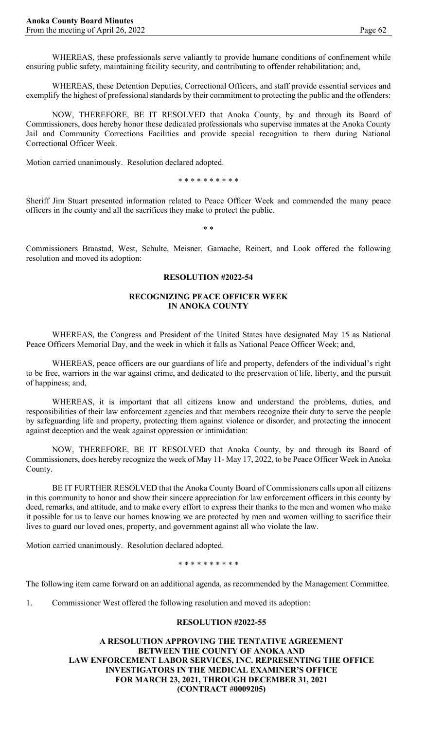WHEREAS, these professionals serve valiantly to provide humane conditions of confinement while ensuring public safety, maintaining facility security, and contributing to offender rehabilitation; and,

WHEREAS, these Detention Deputies, Correctional Officers, and staff provide essential services and exemplify the highest of professional standards by their commitment to protecting the public and the offenders:

NOW, THEREFORE, BE IT RESOLVED that Anoka County, by and through its Board of Commissioners, does hereby honor these dedicated professionals who supervise inmates at the Anoka County Jail and Community Corrections Facilities and provide special recognition to them during National Correctional Officer Week.

Motion carried unanimously. Resolution declared adopted.

\* \* \* \* \* \* \* \* \* \*

Sheriff Jim Stuart presented information related to Peace Officer Week and commended the many peace officers in the county and all the sacrifices they make to protect the public.

\* \*

Commissioners Braastad, West, Schulte, Meisner, Gamache, Reinert, and Look offered the following resolution and moved its adoption:

**RESOLUTION #2022-54**

**RECOGNIZING PEACE OFFICER WEEK IN ANOKA COUNTY**

WHEREAS, the Congress and President of the United States have designated May 15 as National Peace Officers Memorial Day, and the week in which it falls as National Peace Officer Week; and,

WHEREAS, peace officers are our guardians of life and property, defenders of the individual's right to be free, warriors in the war against crime, and dedicated to the preservation of life, liberty, and the pursuit of happiness; and,

WHEREAS, it is important that all citizens know and understand the problems, duties, and responsibilities of their law enforcement agencies and that members recognize their duty to serve the people by safeguarding life and property, protecting them against violence or disorder, and protecting the innocent against deception and the weak against oppression or intimidation:

NOW, THEREFORE, BE IT RESOLVED that Anoka County, by and through its Board of Commissioners, does hereby recognize the week of May 11- May 17, 2022, to be Peace Officer Week in Anoka County.

BE IT FURTHER RESOLVED that the Anoka County Board of Commissioners calls upon all citizens in this community to honor and show their sincere appreciation for law enforcement officers in this county by deed, remarks, and attitude, and to make every effort to express their thanks to the men and women who make it possible for us to leave our homes knowing we are protected by men and women willing to sacrifice their lives to guard our loved ones, property, and government against all who violate the law.

Motion carried unanimously. Resolution declared adopted.

\* \* \* \* \* \* \* \* \* \*

The following item came forward on an additional agenda, as recommended by the Management Committee.

1. Commissioner West offered the following resolution and moved its adoption:

**RESOLUTION #2022-55**

**A RESOLUTION APPROVING THE TENTATIVE AGREEMENT BETWEEN THE COUNTY OF ANOKA AND LAW ENFORCEMENT LABOR SERVICES, INC. REPRESENTING THE OFFICE INVESTIGATORS IN THE MEDICAL EXAMINER'S OFFICE FOR MARCH 23, 2021, THROUGH DECEMBER 31, 2021 (CONTRACT #0009205)**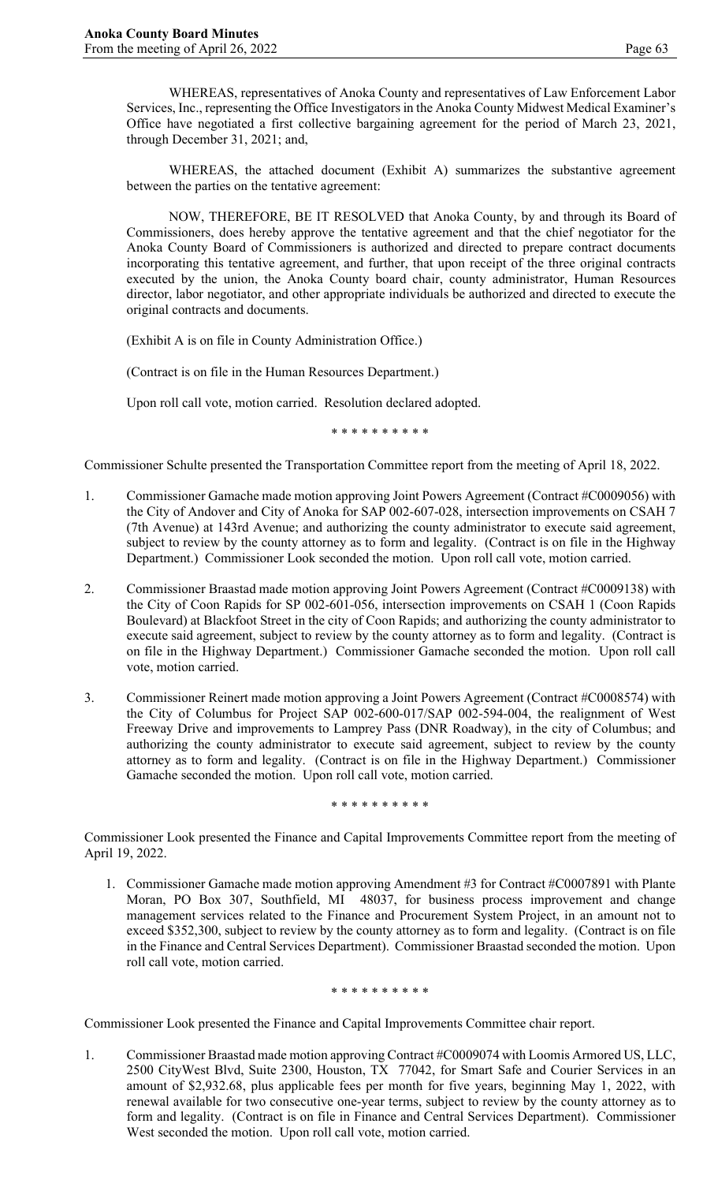WHEREAS, representatives of Anoka County and representatives of Law Enforcement Labor Services, Inc., representing the Office Investigators in the Anoka County Midwest Medical Examiner's Office have negotiated a first collective bargaining agreement for the period of March 23, 2021, through December 31, 2021; and,

WHEREAS, the attached document (Exhibit A) summarizes the substantive agreement between the parties on the tentative agreement:

NOW, THEREFORE, BE IT RESOLVED that Anoka County, by and through its Board of Commissioners, does hereby approve the tentative agreement and that the chief negotiator for the Anoka County Board of Commissioners is authorized and directed to prepare contract documents incorporating this tentative agreement, and further, that upon receipt of the three original contracts executed by the union, the Anoka County board chair, county administrator, Human Resources director, labor negotiator, and other appropriate individuals be authorized and directed to execute the original contracts and documents.

(Exhibit A is on file in County Administration Office.)

(Contract is on file in the Human Resources Department.)

Upon roll call vote, motion carried. Resolution declared adopted.

\* \* \* \* \* \* \* \* \* \*

Commissioner Schulte presented the Transportation Committee report from the meeting of April 18, 2022.

1. Commissioner Gamache made motion approving Joint Powers Agreement (Contract #C0009056) with the City of Andover and City of Anoka for SAP 002-607-028, intersection improvements on CSAH 7 (7th Avenue) at 143rd Avenue; and authorizing the county administrator to execute said agreement, subject to review by the county attorney as to form and legality. (Contract is on file in the Highway Department.) Commissioner Look seconded the motion. Upon roll call vote, motion carried.

2. Commissioner Braastad made motion approving Joint Powers Agreement (Contract #C0009138) with the City of Coon Rapids for SP 002-601-056, intersection improvements on CSAH 1 (Coon Rapids Boulevard) at Blackfoot Street in the city of Coon Rapids; and authorizing the county administrator to execute said agreement, subject to review by the county attorney as to form and legality. (Contract is on file in the Highway Department.) Commissioner Gamache seconded the motion. Upon roll call vote, motion carried.

3. Commissioner Reinert made motion approving a Joint Powers Agreement (Contract #C0008574) with the City of Columbus for Project SAP 002-600-017/SAP 002-594-004, the realignment of West Freeway Drive and improvements to Lamprey Pass (DNR Roadway), in the city of Columbus; and authorizing the county administrator to execute said agreement, subject to review by the county attorney as to form and legality. (Contract is on file in the Highway Department.) Commissioner Gamache seconded the motion. Upon roll call vote, motion carried.

\* \* \* \* \* \* \* \* \* \*

Commissioner Look presented the Finance and Capital Improvements Committee report from the meeting of April 19, 2022.

1. Commissioner Gamache made motion approving Amendment #3 for Contract #C0007891 with Plante Moran, PO Box 307, Southfield, MI 48037, for business process improvement and change management services related to the Finance and Procurement System Project, in an amount not to exceed $352,300, subject to review by the county attorney as to form and legality. (Contract is on file in the Finance and Central Services Department). Commissioner Braastad seconded the motion. Upon roll call vote, motion carried.

\* \* \* \* \* \* \* \* \* \*

Commissioner Look presented the Finance and Capital Improvements Committee chair report.

1. Commissioner Braastad made motion approving Contract #C0009074 with Loomis Armored US, LLC, 2500 CityWest Blvd, Suite 2300, Houston, TX 77042, for Smart Safe and Courier Services in an amount of $2,932.68, plus applicable fees per month for five years, beginning May 1, 2022, with renewal available for two consecutive one-year terms, subject to review by the county attorney as to form and legality. (Contract is on file in Finance and Central Services Department). Commissioner West seconded the motion. Upon roll call vote, motion carried.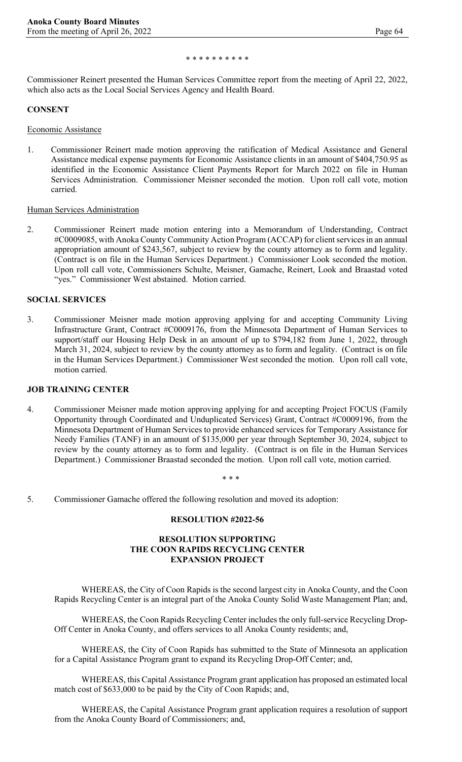\* \* \* \* \* \* \* \* \* \*

Commissioner Reinert presented the Human Services Committee report from the meeting of April 22, 2022, which also acts as the Local Social Services Agency and Health Board.

**CONSENT**

Economic Assistance

1. Commissioner Reinert made motion approving the ratification of Medical Assistance and General Assistance medical expense payments for Economic Assistance clients in an amount of $404,750.95 as identified in the Economic Assistance Client Payments Report for March 2022 on file in Human Services Administration. Commissioner Meisner seconded the motion. Upon roll call vote, motion carried.

Human Services Administration

2. Commissioner Reinert made motion entering into a Memorandum of Understanding, Contract #C0009085, with Anoka County Community Action Program (ACCAP) for client services in an annual appropriation amount of $243,567, subject to review by the county attorney as to form and legality. (Contract is on file in the Human Services Department.) Commissioner Look seconded the motion. Upon roll call vote, Commissioners Schulte, Meisner, Gamache, Reinert, Look and Braastad voted "yes." Commissioner West abstained. Motion carried.

**SOCIAL SERVICES**

3. Commissioner Meisner made motion approving applying for and accepting Community Living Infrastructure Grant, Contract #C0009176, from the Minnesota Department of Human Services to support/staff our Housing Help Desk in an amount of up to $794,182 from June 1, 2022, through March 31, 2024, subject to review by the county attorney as to form and legality. (Contract is on file in the Human Services Department.) Commissioner West seconded the motion. Upon roll call vote, motion carried.

**JOB TRAINING CENTER**

4. Commissioner Meisner made motion approving applying for and accepting Project FOCUS (Family Opportunity through Coordinated and Unduplicated Services) Grant, Contract #C0009196, from the Minnesota Department of Human Services to provide enhanced services for Temporary Assistance for Needy Families (TANF) in an amount of $135,000 per year through September 30, 2024, subject to review by the county attorney as to form and legality. (Contract is on file in the Human Services Department.) Commissioner Braastad seconded the motion. Upon roll call vote, motion carried.

\* \* \*

5. Commissioner Gamache offered the following resolution and moved its adoption:

**RESOLUTION #2022-56**

**RESOLUTION SUPPORTING THE COON RAPIDS RECYCLING CENTER EXPANSION PROJECT**

WHEREAS, the City of Coon Rapids is the second largest city in Anoka County, and the Coon Rapids Recycling Center is an integral part of the Anoka County Solid Waste Management Plan; and,

WHEREAS, the Coon Rapids Recycling Center includes the only full-service Recycling Drop-Off Center in Anoka County, and offers services to all Anoka County residents; and,

WHEREAS, the City of Coon Rapids has submitted to the State of Minnesota an application for a Capital Assistance Program grant to expand its Recycling Drop-Off Center; and,

WHEREAS, this Capital Assistance Program grant application has proposed an estimated local match cost of $633,000 to be paid by the City of Coon Rapids; and,

WHEREAS, the Capital Assistance Program grant application requires a resolution of support from the Anoka County Board of Commissioners; and,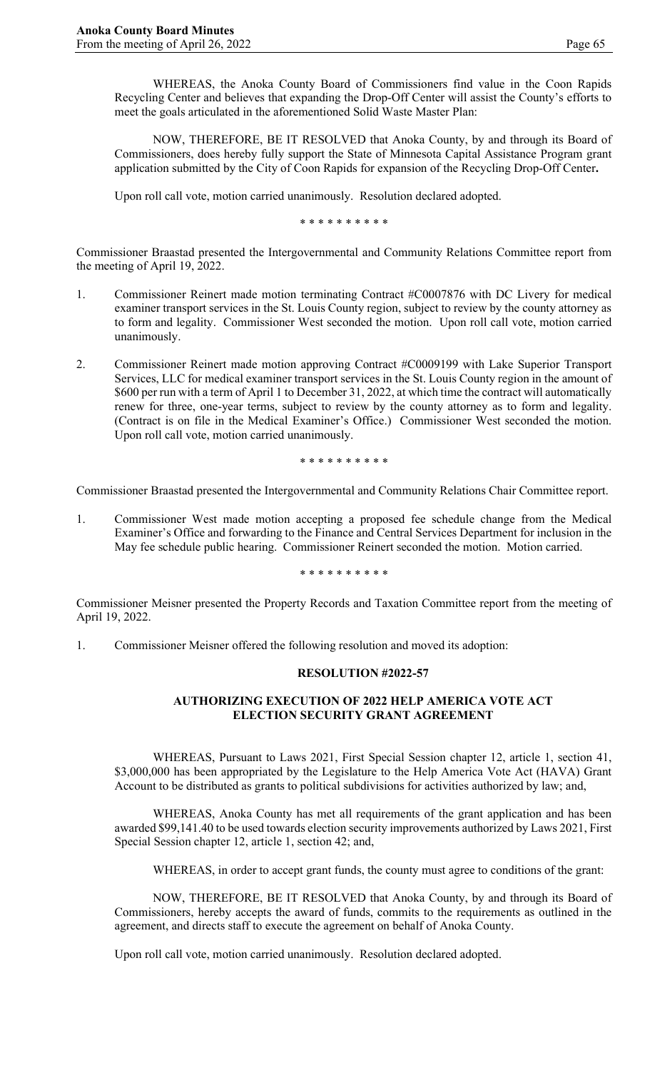WHEREAS, the Anoka County Board of Commissioners find value in the Coon Rapids Recycling Center and believes that expanding the Drop-Off Center will assist the County's efforts to meet the goals articulated in the aforementioned Solid Waste Master Plan:

NOW, THEREFORE, BE IT RESOLVED that Anoka County, by and through its Board of Commissioners, does hereby fully support the State of Minnesota Capital Assistance Program grant application submitted by the City of Coon Rapids for expansion of the Recycling Drop-Off Center**.**

Upon roll call vote, motion carried unanimously. Resolution declared adopted.

\* \* \* \* \* \* \* \* \* \*

Commissioner Braastad presented the Intergovernmental and Community Relations Committee report from the meeting of April 19, 2022.

1. Commissioner Reinert made motion terminating Contract #C0007876 with DC Livery for medical examiner transport services in the St. Louis County region, subject to review by the county attorney as to form and legality. Commissioner West seconded the motion. Upon roll call vote, motion carried unanimously.

2. Commissioner Reinert made motion approving Contract #C0009199 with Lake Superior Transport Services, LLC for medical examiner transport services in the St. Louis County region in the amount of $600 per run with a term of April 1 to December 31, 2022, at which time the contract will automatically renew for three, one-year terms, subject to review by the county attorney as to form and legality. (Contract is on file in the Medical Examiner's Office.) Commissioner West seconded the motion. Upon roll call vote, motion carried unanimously.

\* \* \* \* \* \* \* \* \* \*

Commissioner Braastad presented the Intergovernmental and Community Relations Chair Committee report.

1. Commissioner West made motion accepting a proposed fee schedule change from the Medical Examiner's Office and forwarding to the Finance and Central Services Department for inclusion in the May fee schedule public hearing. Commissioner Reinert seconded the motion. Motion carried.

\* \* \* \* \* \* \* \* \* \*

Commissioner Meisner presented the Property Records and Taxation Committee report from the meeting of April 19, 2022.

1. Commissioner Meisner offered the following resolution and moved its adoption:

**RESOLUTION #2022-57**

**AUTHORIZING EXECUTION OF 2022 HELP AMERICA VOTE ACT ELECTION SECURITY GRANT AGREEMENT**

WHEREAS, Pursuant to Laws 2021, First Special Session chapter 12, article 1, section 41, $3,000,000 has been appropriated by the Legislature to the Help America Vote Act (HAVA) Grant Account to be distributed as grants to political subdivisions for activities authorized by law; and,

WHEREAS, Anoka County has met all requirements of the grant application and has been awarded $99,141.40 to be used towards election security improvements authorized by Laws 2021, First Special Session chapter 12, article 1, section 42; and,

WHEREAS, in order to accept grant funds, the county must agree to conditions of the grant:

NOW, THEREFORE, BE IT RESOLVED that Anoka County, by and through its Board of Commissioners, hereby accepts the award of funds, commits to the requirements as outlined in the agreement, and directs staff to execute the agreement on behalf of Anoka County.

Upon roll call vote, motion carried unanimously. Resolution declared adopted.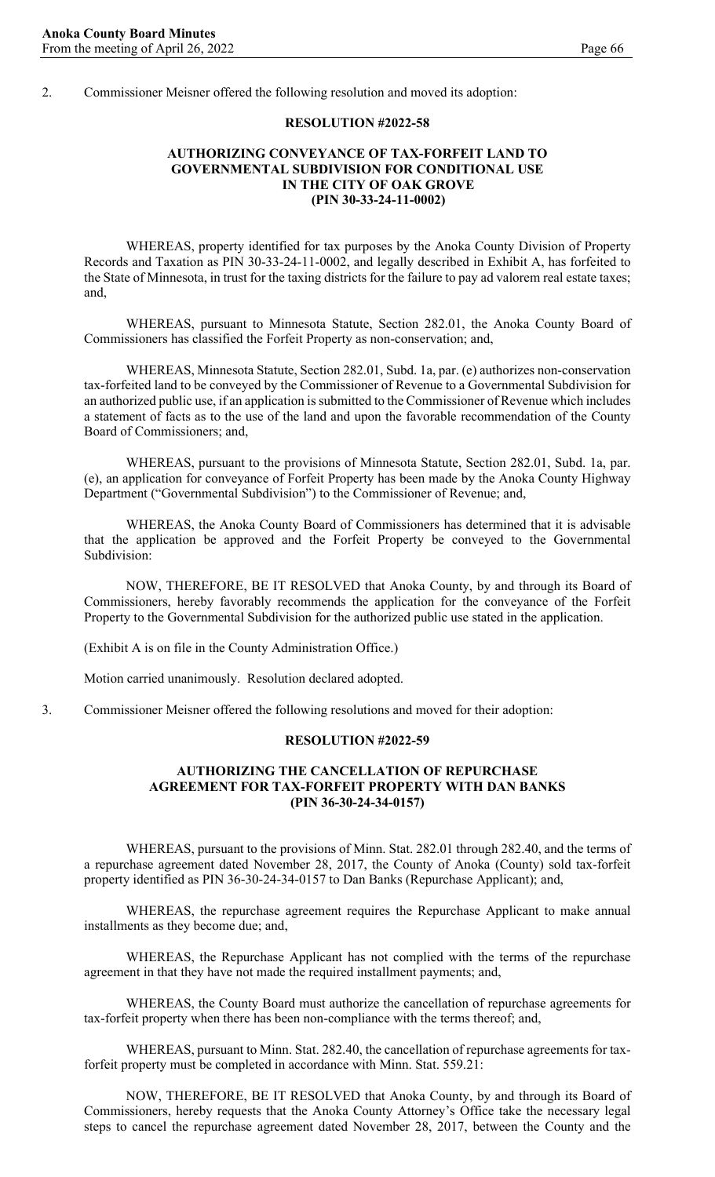2. Commissioner Meisner offered the following resolution and moved its adoption:

**RESOLUTION #2022-58**

**AUTHORIZING CONVEYANCE OF TAX-FORFEIT LAND TO GOVERNMENTAL SUBDIVISION FOR CONDITIONAL USE IN THE CITY OF OAK GROVE (PIN 30-33-24-11-0002)**

WHEREAS, property identified for tax purposes by the Anoka County Division of Property Records and Taxation as PIN 30-33-24-11-0002, and legally described in Exhibit A, has forfeited to the State of Minnesota, in trust for the taxing districts for the failure to pay ad valorem real estate taxes; and,

WHEREAS, pursuant to Minnesota Statute, Section 282.01, the Anoka County Board of Commissioners has classified the Forfeit Property as non-conservation; and,

WHEREAS, Minnesota Statute, Section 282.01, Subd. 1a, par. (e) authorizes non-conservation tax-forfeited land to be conveyed by the Commissioner of Revenue to a Governmental Subdivision for an authorized public use, if an application is submitted to the Commissioner of Revenue which includes a statement of facts as to the use of the land and upon the favorable recommendation of the County Board of Commissioners; and,

WHEREAS, pursuant to the provisions of Minnesota Statute, Section 282.01, Subd. 1a, par. (e), an application for conveyance of Forfeit Property has been made by the Anoka County Highway Department ("Governmental Subdivision") to the Commissioner of Revenue; and,

WHEREAS, the Anoka County Board of Commissioners has determined that it is advisable that the application be approved and the Forfeit Property be conveyed to the Governmental Subdivision:

NOW, THEREFORE, BE IT RESOLVED that Anoka County, by and through its Board of Commissioners, hereby favorably recommends the application for the conveyance of the Forfeit Property to the Governmental Subdivision for the authorized public use stated in the application.

(Exhibit A is on file in the County Administration Office.)

Motion carried unanimously. Resolution declared adopted.

3. Commissioner Meisner offered the following resolutions and moved for their adoption:

**RESOLUTION #2022-59**

**AUTHORIZING THE CANCELLATION OF REPURCHASE AGREEMENT FOR TAX-FORFEIT PROPERTY WITH DAN BANKS (PIN 36-30-24-34-0157)**

WHEREAS, pursuant to the provisions of Minn. Stat. 282.01 through 282.40, and the terms of a repurchase agreement dated November 28, 2017, the County of Anoka (County) sold tax-forfeit property identified as PIN 36-30-24-34-0157 to Dan Banks (Repurchase Applicant); and,

WHEREAS, the repurchase agreement requires the Repurchase Applicant to make annual installments as they become due; and,

WHEREAS, the Repurchase Applicant has not complied with the terms of the repurchase agreement in that they have not made the required installment payments; and,

WHEREAS, the County Board must authorize the cancellation of repurchase agreements for tax-forfeit property when there has been non-compliance with the terms thereof; and,

WHEREAS, pursuant to Minn. Stat. 282.40, the cancellation of repurchase agreements for tax-forfeit property must be completed in accordance with Minn. Stat. 559.21:

NOW, THEREFORE, BE IT RESOLVED that Anoka County, by and through its Board of Commissioners, hereby requests that the Anoka County Attorney's Office take the necessary legal steps to cancel the repurchase agreement dated November 28, 2017, between the County and the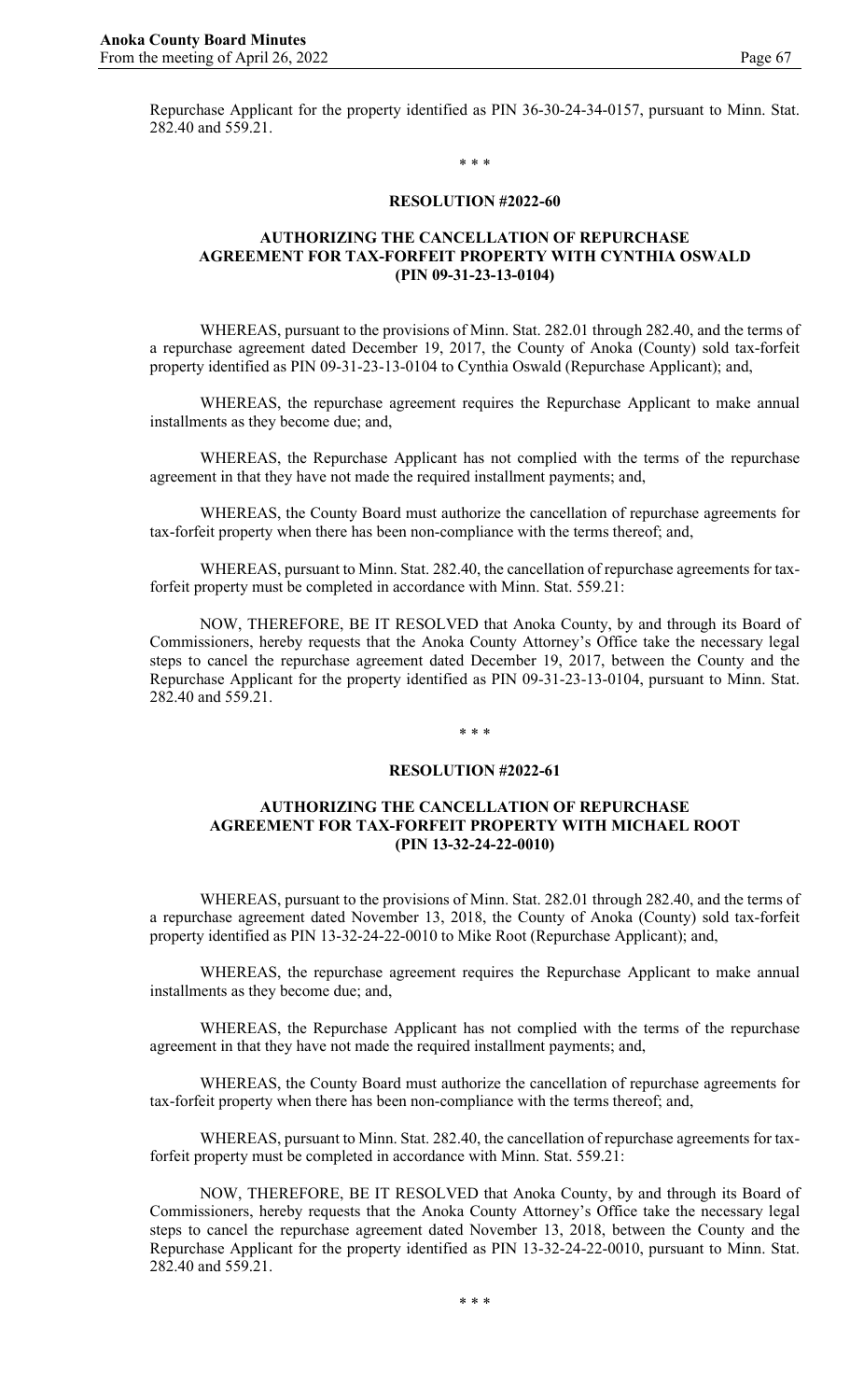Repurchase Applicant for the property identified as PIN 36-30-24-34-0157, pursuant to Minn. Stat. 282.40 and 559.21.

\* \* \*

**RESOLUTION #2022-60**

**AUTHORIZING THE CANCELLATION OF REPURCHASE AGREEMENT FOR TAX-FORFEIT PROPERTY WITH CYNTHIA OSWALD (PIN 09-31-23-13-0104)**

WHEREAS, pursuant to the provisions of Minn. Stat. 282.01 through 282.40, and the terms of a repurchase agreement dated December 19, 2017, the County of Anoka (County) sold tax-forfeit property identified as PIN 09-31-23-13-0104 to Cynthia Oswald (Repurchase Applicant); and,

WHEREAS, the repurchase agreement requires the Repurchase Applicant to make annual installments as they become due; and,

WHEREAS, the Repurchase Applicant has not complied with the terms of the repurchase agreement in that they have not made the required installment payments; and,

WHEREAS, the County Board must authorize the cancellation of repurchase agreements for tax-forfeit property when there has been non-compliance with the terms thereof; and,

WHEREAS, pursuant to Minn. Stat. 282.40, the cancellation of repurchase agreements for tax-forfeit property must be completed in accordance with Minn. Stat. 559.21:

NOW, THEREFORE, BE IT RESOLVED that Anoka County, by and through its Board of Commissioners, hereby requests that the Anoka County Attorney's Office take the necessary legal steps to cancel the repurchase agreement dated December 19, 2017, between the County and the Repurchase Applicant for the property identified as PIN 09-31-23-13-0104, pursuant to Minn. Stat. 282.40 and 559.21.

\* \* \*

**RESOLUTION #2022-61**

**AUTHORIZING THE CANCELLATION OF REPURCHASE AGREEMENT FOR TAX-FORFEIT PROPERTY WITH MICHAEL ROOT (PIN 13-32-24-22-0010)**

WHEREAS, pursuant to the provisions of Minn. Stat. 282.01 through 282.40, and the terms of a repurchase agreement dated November 13, 2018, the County of Anoka (County) sold tax-forfeit property identified as PIN 13-32-24-22-0010 to Mike Root (Repurchase Applicant); and,

WHEREAS, the repurchase agreement requires the Repurchase Applicant to make annual installments as they become due; and,

WHEREAS, the Repurchase Applicant has not complied with the terms of the repurchase agreement in that they have not made the required installment payments; and,

WHEREAS, the County Board must authorize the cancellation of repurchase agreements for tax-forfeit property when there has been non-compliance with the terms thereof; and,

WHEREAS, pursuant to Minn. Stat. 282.40, the cancellation of repurchase agreements for tax-forfeit property must be completed in accordance with Minn. Stat. 559.21:

NOW, THEREFORE, BE IT RESOLVED that Anoka County, by and through its Board of Commissioners, hereby requests that the Anoka County Attorney's Office take the necessary legal steps to cancel the repurchase agreement dated November 13, 2018, between the County and the Repurchase Applicant for the property identified as PIN 13-32-24-22-0010, pursuant to Minn. Stat. 282.40 and 559.21.

\* \* \*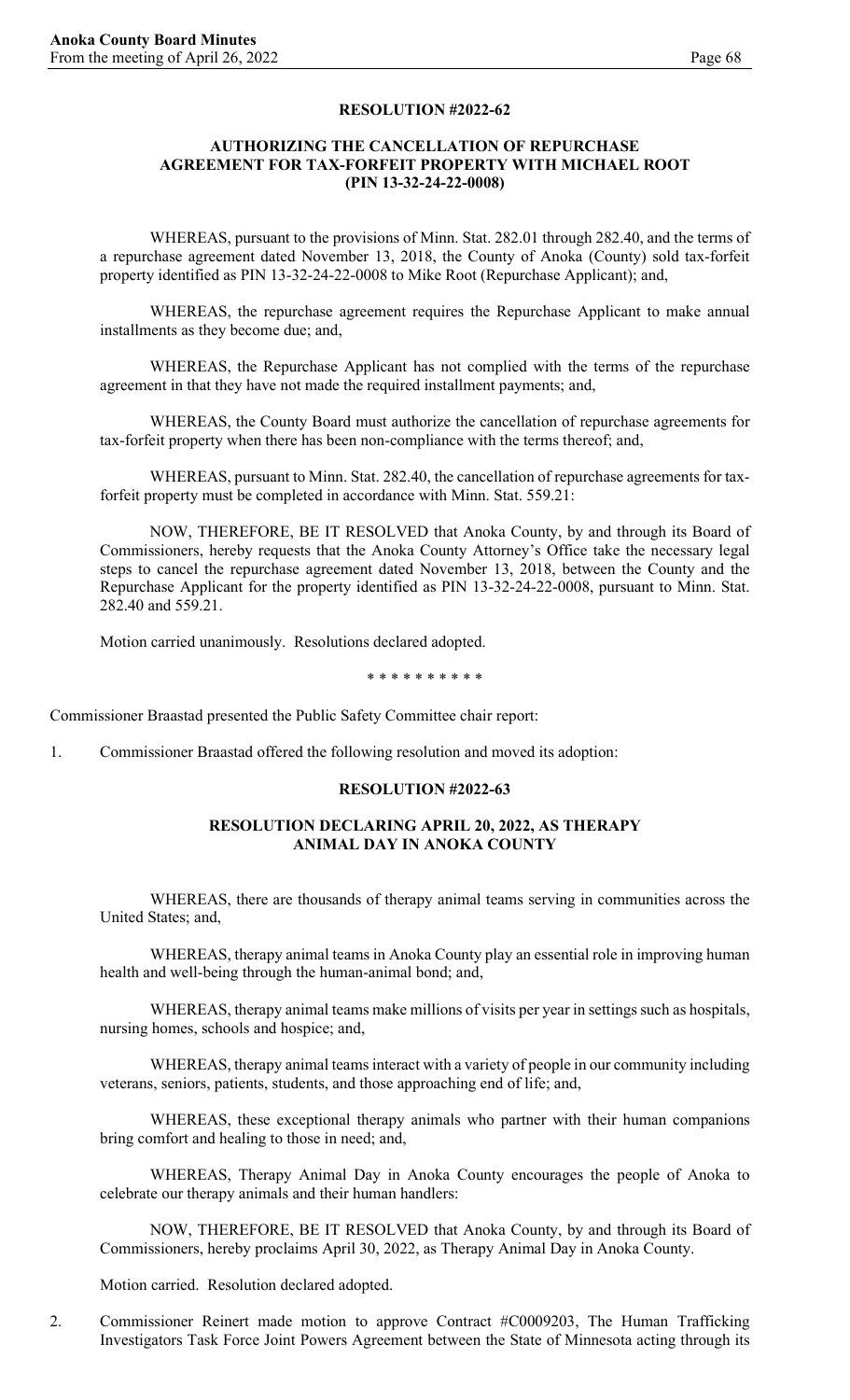**RESOLUTION #2022-62**

**AUTHORIZING THE CANCELLATION OF REPURCHASE AGREEMENT FOR TAX-FORFEIT PROPERTY WITH MICHAEL ROOT (PIN 13-32-24-22-0008)**

WHEREAS, pursuant to the provisions of Minn. Stat. 282.01 through 282.40, and the terms of a repurchase agreement dated November 13, 2018, the County of Anoka (County) sold tax-forfeit property identified as PIN 13-32-24-22-0008 to Mike Root (Repurchase Applicant); and,

WHEREAS, the repurchase agreement requires the Repurchase Applicant to make annual installments as they become due; and,

WHEREAS, the Repurchase Applicant has not complied with the terms of the repurchase agreement in that they have not made the required installment payments; and,

WHEREAS, the County Board must authorize the cancellation of repurchase agreements for tax-forfeit property when there has been non-compliance with the terms thereof; and,

WHEREAS, pursuant to Minn. Stat. 282.40, the cancellation of repurchase agreements for tax-forfeit property must be completed in accordance with Minn. Stat. 559.21:

NOW, THEREFORE, BE IT RESOLVED that Anoka County, by and through its Board of Commissioners, hereby requests that the Anoka County Attorney's Office take the necessary legal steps to cancel the repurchase agreement dated November 13, 2018, between the County and the Repurchase Applicant for the property identified as PIN 13-32-24-22-0008, pursuant to Minn. Stat. 282.40 and 559.21.

Motion carried unanimously. Resolutions declared adopted.

\* \* \* \* \* \* \* \* \* \*

Commissioner Braastad presented the Public Safety Committee chair report:

1. Commissioner Braastad offered the following resolution and moved its adoption:

**RESOLUTION #2022-63**

**RESOLUTION DECLARING APRIL 20, 2022, AS THERAPY ANIMAL DAY IN ANOKA COUNTY**

WHEREAS, there are thousands of therapy animal teams serving in communities across the United States; and,

WHEREAS, therapy animal teams in Anoka County play an essential role in improving human health and well-being through the human-animal bond; and,

WHEREAS, therapy animal teams make millions of visits per year in settings such as hospitals, nursing homes, schools and hospice; and,

WHEREAS, therapy animal teams interact with a variety of people in our community including veterans, seniors, patients, students, and those approaching end of life; and,

WHEREAS, these exceptional therapy animals who partner with their human companions bring comfort and healing to those in need; and,

WHEREAS, Therapy Animal Day in Anoka County encourages the people of Anoka to celebrate our therapy animals and their human handlers:

NOW, THEREFORE, BE IT RESOLVED that Anoka County, by and through its Board of Commissioners, hereby proclaims April 30, 2022, as Therapy Animal Day in Anoka County.

Motion carried. Resolution declared adopted.

2. Commissioner Reinert made motion to approve Contract #C0009203, The Human Trafficking Investigators Task Force Joint Powers Agreement between the State of Minnesota acting through its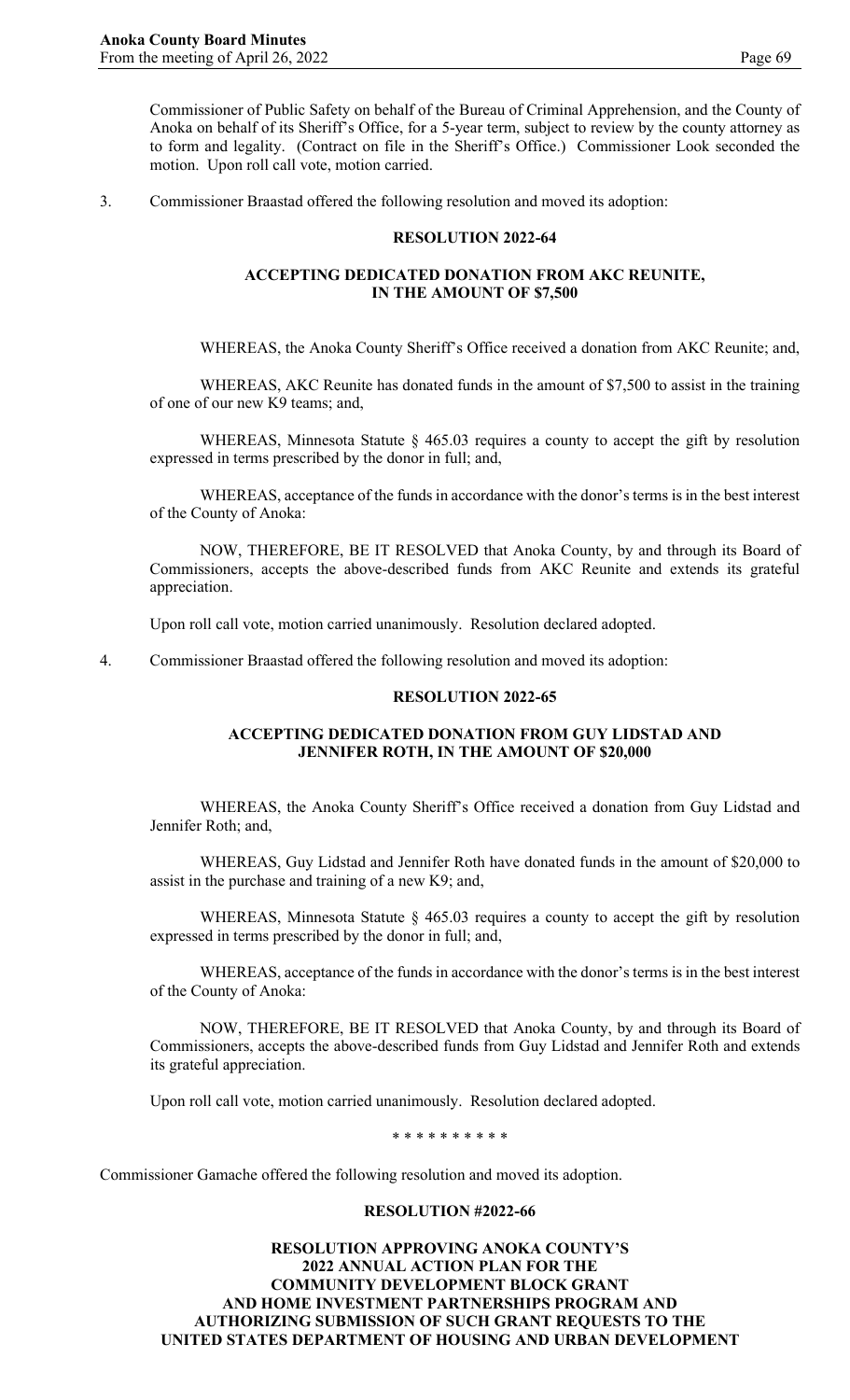Commissioner of Public Safety on behalf of the Bureau of Criminal Apprehension, and the County of Anoka on behalf of its Sheriff's Office, for a 5-year term, subject to review by the county attorney as to form and legality. (Contract on file in the Sheriff's Office.) Commissioner Look seconded the motion. Upon roll call vote, motion carried.

3. Commissioner Braastad offered the following resolution and moved its adoption:

**RESOLUTION 2022-64**

**ACCEPTING DEDICATED DONATION FROM AKC REUNITE, IN THE AMOUNT OF $7,500**

WHEREAS, the Anoka County Sheriff's Office received a donation from AKC Reunite; and,

WHEREAS, AKC Reunite has donated funds in the amount of $7,500 to assist in the training of one of our new K9 teams; and,

WHEREAS, Minnesota Statute § 465.03 requires a county to accept the gift by resolution expressed in terms prescribed by the donor in full; and,

WHEREAS, acceptance of the funds in accordance with the donor's terms is in the best interest of the County of Anoka:

NOW, THEREFORE, BE IT RESOLVED that Anoka County, by and through its Board of Commissioners, accepts the above-described funds from AKC Reunite and extends its grateful appreciation.

Upon roll call vote, motion carried unanimously. Resolution declared adopted.

4. Commissioner Braastad offered the following resolution and moved its adoption:

**RESOLUTION 2022-65**

**ACCEPTING DEDICATED DONATION FROM GUY LIDSTAD AND JENNIFER ROTH, IN THE AMOUNT OF $20,000**

WHEREAS, the Anoka County Sheriff's Office received a donation from Guy Lidstad and Jennifer Roth; and,

WHEREAS, Guy Lidstad and Jennifer Roth have donated funds in the amount of $20,000 to assist in the purchase and training of a new K9; and,

WHEREAS, Minnesota Statute § 465.03 requires a county to accept the gift by resolution expressed in terms prescribed by the donor in full; and,

WHEREAS, acceptance of the funds in accordance with the donor's terms is in the best interest of the County of Anoka:

NOW, THEREFORE, BE IT RESOLVED that Anoka County, by and through its Board of Commissioners, accepts the above-described funds from Guy Lidstad and Jennifer Roth and extends its grateful appreciation.

Upon roll call vote, motion carried unanimously. Resolution declared adopted.

\* \* \* \* \* \* \* \* \* \*

Commissioner Gamache offered the following resolution and moved its adoption.

**RESOLUTION #2022-66**

**RESOLUTION APPROVING ANOKA COUNTY'S 2022 ANNUAL ACTION PLAN FOR THE COMMUNITY DEVELOPMENT BLOCK GRANT AND HOME INVESTMENT PARTNERSHIPS PROGRAM AND AUTHORIZING SUBMISSION OF SUCH GRANT REQUESTS TO THE UNITED STATES DEPARTMENT OF HOUSING AND URBAN DEVELOPMENT**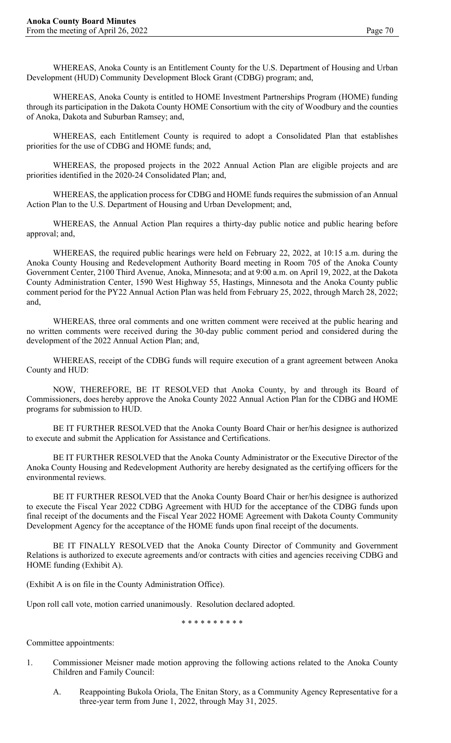WHEREAS, Anoka County is an Entitlement County for the U.S. Department of Housing and Urban Development (HUD) Community Development Block Grant (CDBG) program; and,

WHEREAS, Anoka County is entitled to HOME Investment Partnerships Program (HOME) funding through its participation in the Dakota County HOME Consortium with the city of Woodbury and the counties of Anoka, Dakota and Suburban Ramsey; and,

WHEREAS, each Entitlement County is required to adopt a Consolidated Plan that establishes priorities for the use of CDBG and HOME funds; and,

WHEREAS, the proposed projects in the 2022 Annual Action Plan are eligible projects and are priorities identified in the 2020-24 Consolidated Plan; and,

WHEREAS, the application process for CDBG and HOME funds requires the submission of an Annual Action Plan to the U.S. Department of Housing and Urban Development; and,

WHEREAS, the Annual Action Plan requires a thirty-day public notice and public hearing before approval; and,

WHEREAS, the required public hearings were held on February 22, 2022, at 10:15 a.m. during the Anoka County Housing and Redevelopment Authority Board meeting in Room 705 of the Anoka County Government Center, 2100 Third Avenue, Anoka, Minnesota; and at 9:00 a.m. on April 19, 2022, at the Dakota County Administration Center, 1590 West Highway 55, Hastings, Minnesota and the Anoka County public comment period for the PY22 Annual Action Plan was held from February 25, 2022, through March 28, 2022; and,

WHEREAS, three oral comments and one written comment were received at the public hearing and no written comments were received during the 30-day public comment period and considered during the development of the 2022 Annual Action Plan; and,

WHEREAS, receipt of the CDBG funds will require execution of a grant agreement between Anoka County and HUD:

NOW, THEREFORE, BE IT RESOLVED that Anoka County, by and through its Board of Commissioners, does hereby approve the Anoka County 2022 Annual Action Plan for the CDBG and HOME programs for submission to HUD.

BE IT FURTHER RESOLVED that the Anoka County Board Chair or her/his designee is authorized to execute and submit the Application for Assistance and Certifications.

BE IT FURTHER RESOLVED that the Anoka County Administrator or the Executive Director of the Anoka County Housing and Redevelopment Authority are hereby designated as the certifying officers for the environmental reviews.

BE IT FURTHER RESOLVED that the Anoka County Board Chair or her/his designee is authorized to execute the Fiscal Year 2022 CDBG Agreement with HUD for the acceptance of the CDBG funds upon final receipt of the documents and the Fiscal Year 2022 HOME Agreement with Dakota County Community Development Agency for the acceptance of the HOME funds upon final receipt of the documents.

BE IT FINALLY RESOLVED that the Anoka County Director of Community and Government Relations is authorized to execute agreements and/or contracts with cities and agencies receiving CDBG and HOME funding (Exhibit A).

(Exhibit A is on file in the County Administration Office).

Upon roll call vote, motion carried unanimously. Resolution declared adopted.

\* \* \* \* \* \* \* \* \* \*

Committee appointments:

1. Commissioner Meisner made motion approving the following actions related to the Anoka County Children and Family Council:

   A. Reappointing Bukola Oriola, The Enitan Story, as a Community Agency Representative for a three-year term from June 1, 2022, through May 31, 2025.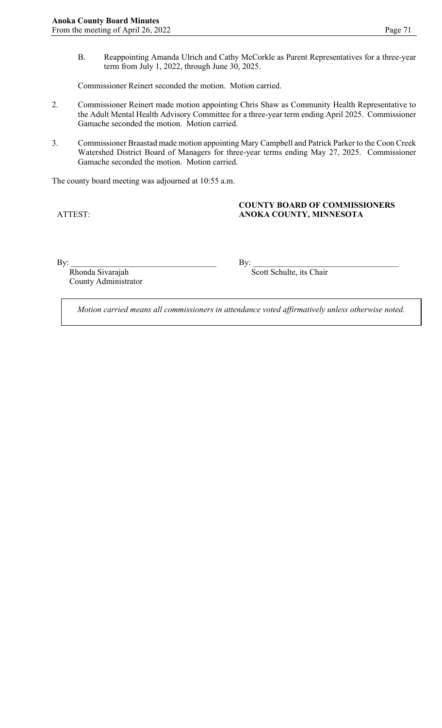B. Reappointing Amanda Ulrich and Cathy McCorkle as Parent Representatives for a three-year term from July 1, 2022, through June 30, 2025.

Commissioner Reinert seconded the motion. Motion carried.

2. Commissioner Reinert made motion appointing Chris Shaw as Community Health Representative to the Adult Mental Health Advisory Committee for a three-year term ending April 2025. Commissioner Gamache seconded the motion. Motion carried.

3. Commissioner Braastad made motion appointing Mary Campbell and Patrick Parker to the Coon Creek Watershed District Board of Managers for three-year terms ending May 27, 2025. Commissioner Gamache seconded the motion. Motion carried.

The county board meeting was adjourned at 10:55 a.m.

ATTEST:

**COUNTY BOARD OF COMMISSIONERS**
**ANOKA COUNTY, MINNESOTA**

By: ___________________________________
Rhonda Sivarajah
County Administrator

By: ___________________________________
Scott Schulte, its Chair

*Motion carried means all commissioners in attendance voted affirmatively unless otherwise noted.*